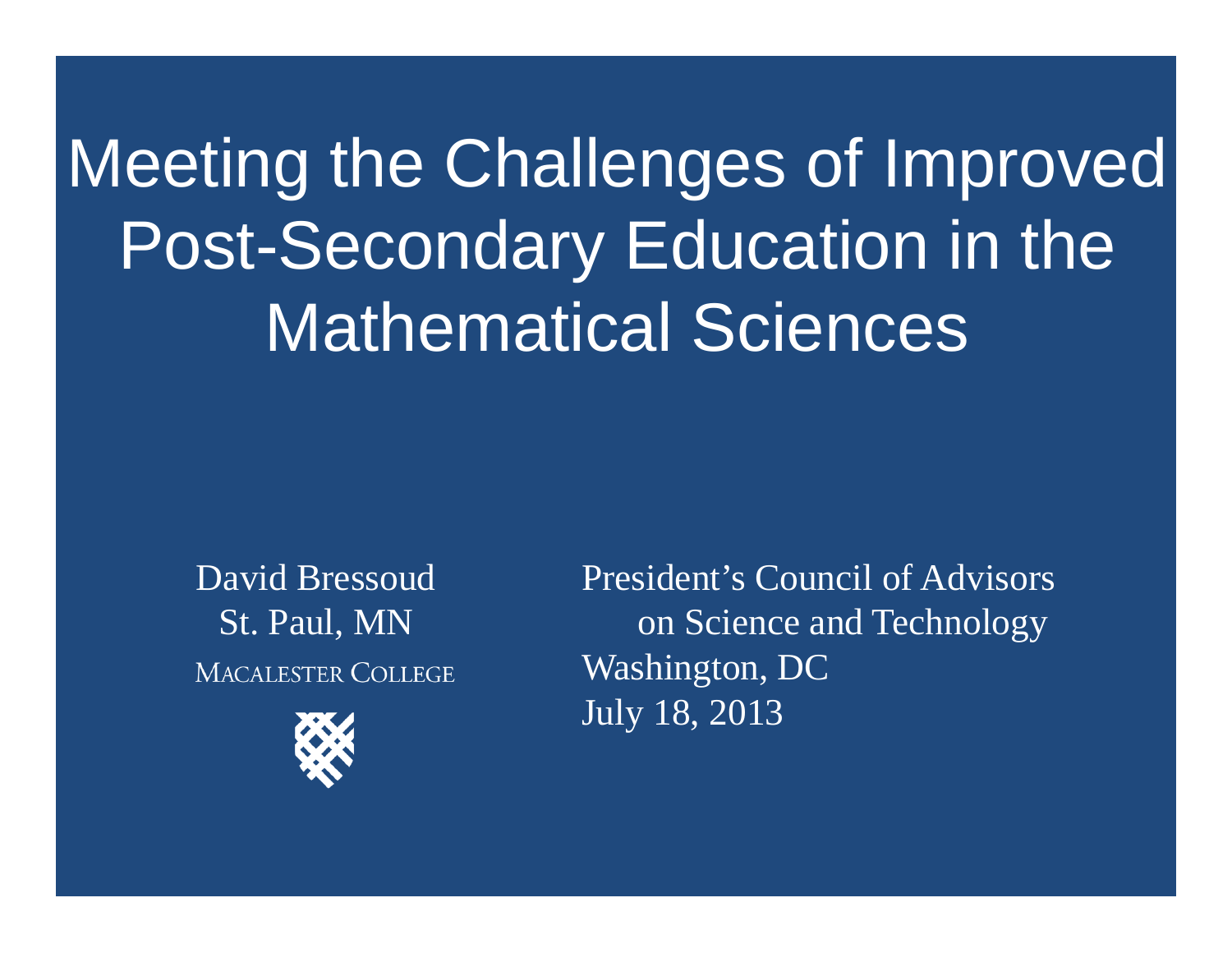# Meeting the Challenges of Improved Post-Secondary Education in the Mathematical Sciences

David Bressoud
St. Paul, MN
MACALESTER COLLEGE

President's Council of Advisors on Science and Technology
Washington, DC
July 18, 2013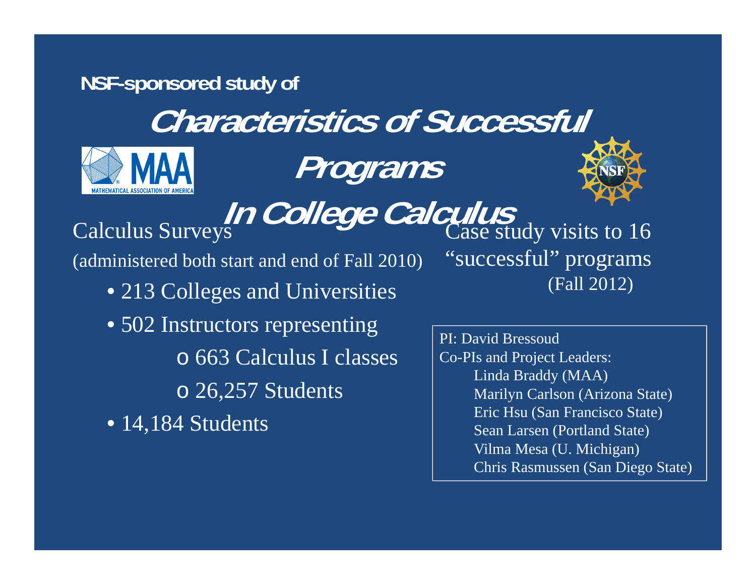NSF-sponsored study of

# Characteristics of Successful Programs In College Calculus

## Calculus Surveys

(administered both start and end of Fall 2010)

- 213 Colleges and Universities
- 502 Instructors representing
  - 663 Calculus I classes
  - 26,257 Students
- 14,184 Students

## Case study visits to 16 "successful" programs

(Fall 2012)

PI: David Bressoud
Co-PIs and Project Leaders:
Linda Braddy (MAA)
Marilyn Carlson (Arizona State)
Eric Hsu (San Francisco State)
Sean Larsen (Portland State)
Vilma Mesa (U. Michigan)
Chris Rasmussen (San Diego State)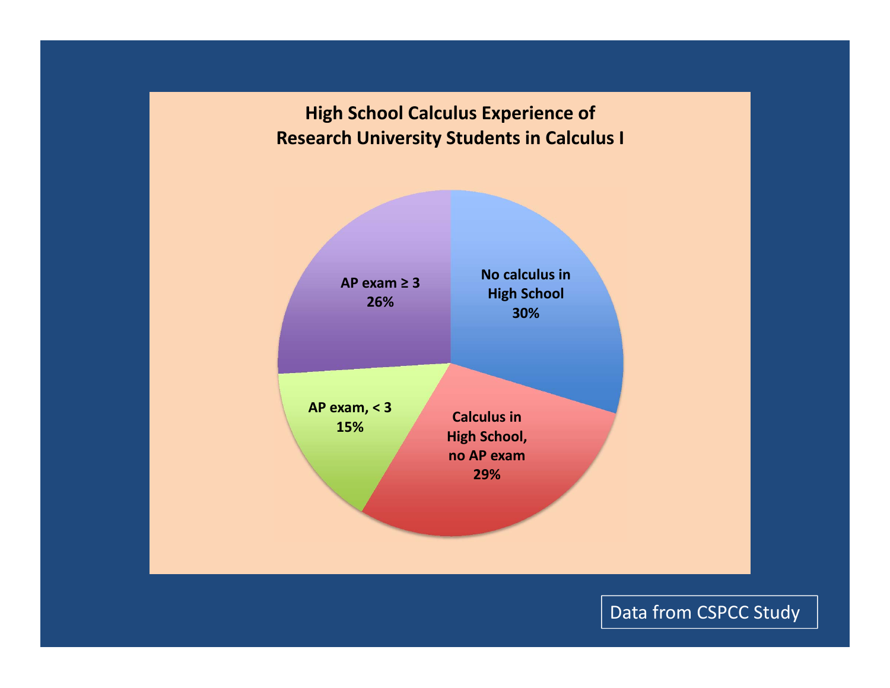## High School Calculus Experience of Research University Students in Calculus I

- No calculus in High School: 30%
- Calculus in High School, no AP exam: 29%
- AP exam, < 3: 15%
- AP exam ≥ 3: 26%

Data from CSPCC Study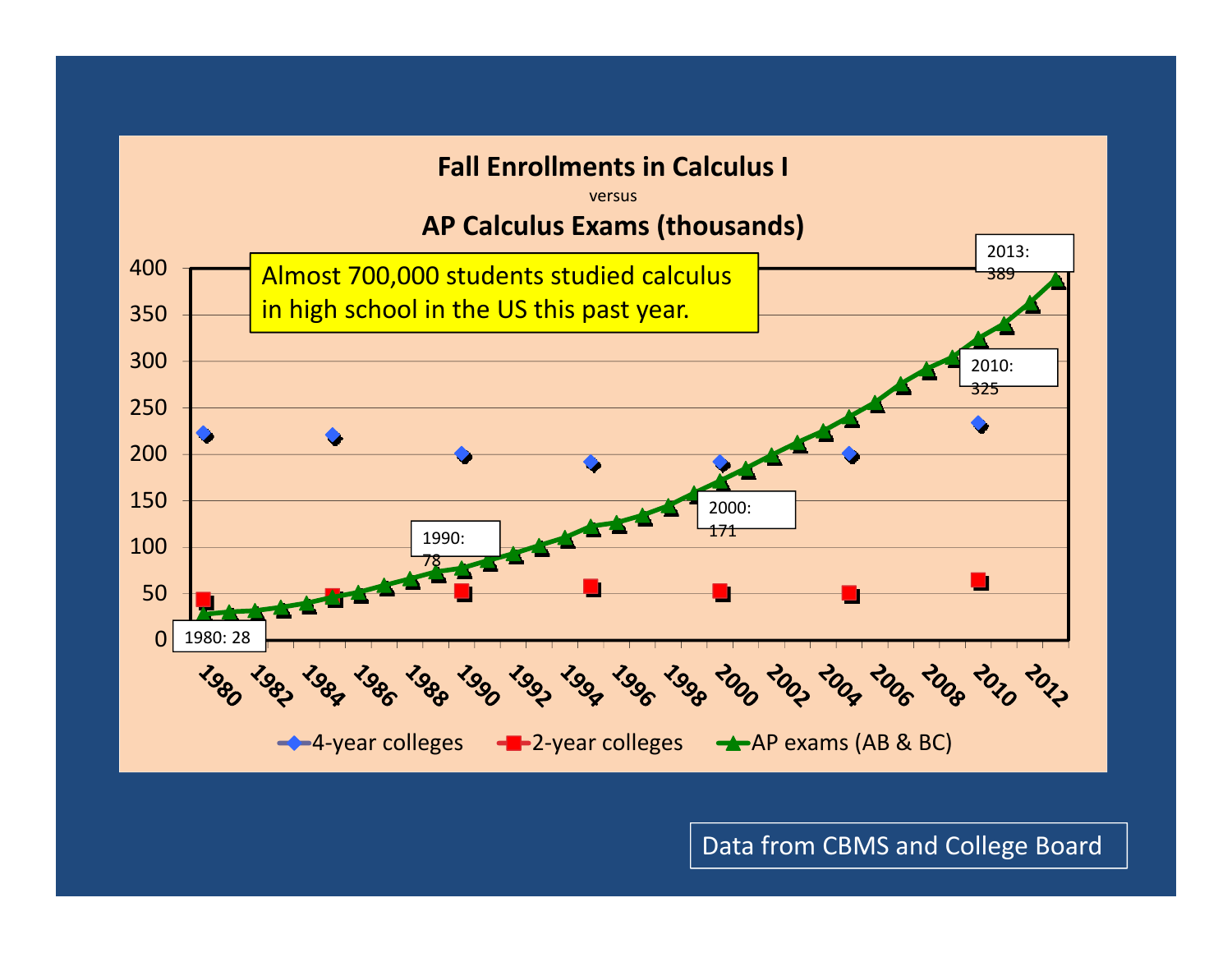## Fall Enrollments in Calculus I

versus

## AP Calculus Exams (thousands)

Almost 700,000 students studied calculus in high school in the US this past year.

- 1980: 28
- 1990: 78
- 2000: 171
- 2010: 325
- 2013: 389

Legend: 4-year colleges, 2-year colleges, AP exams (AB & BC)

Data from CBMS and College Board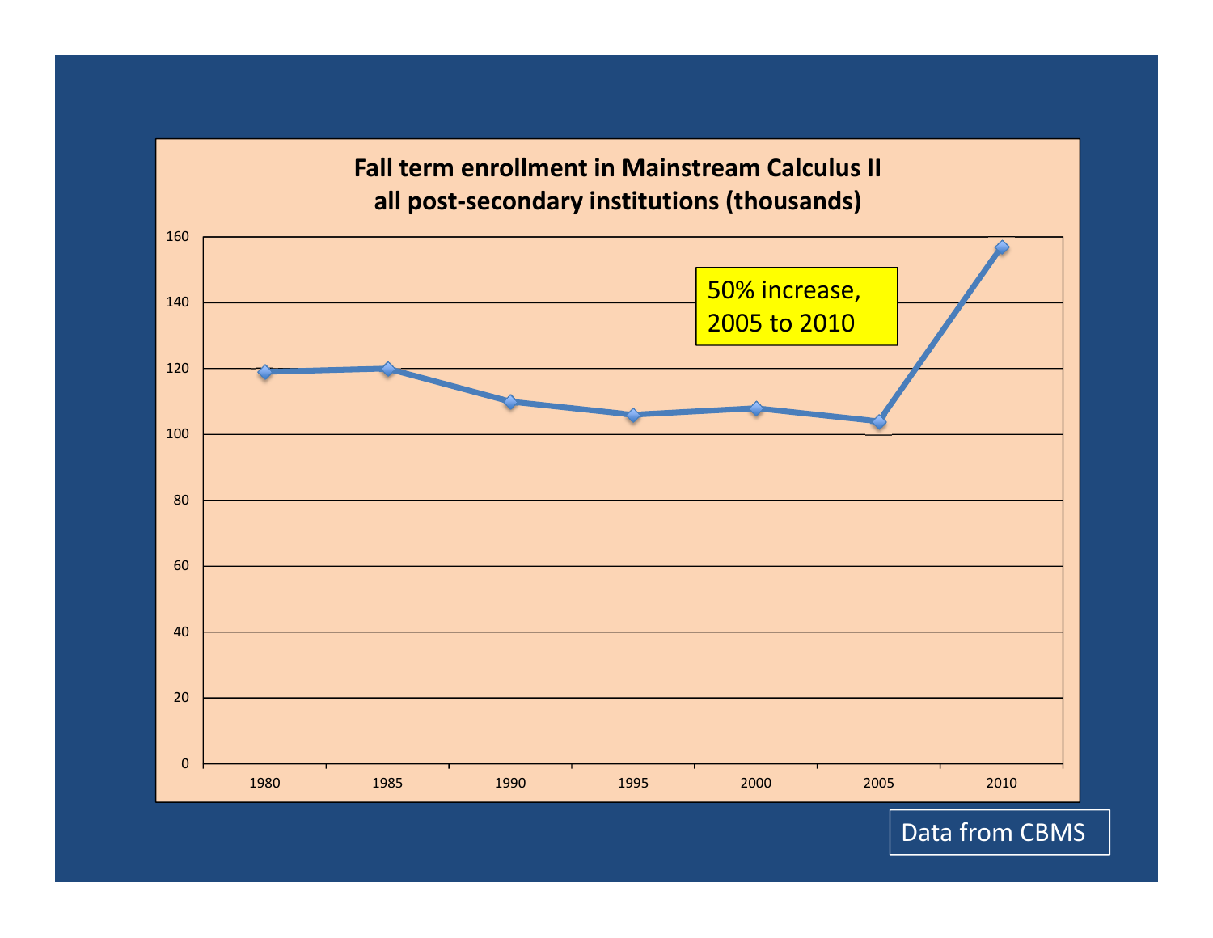**Fall term enrollment in Mainstream Calculus II**
**all post-secondary institutions (thousands)**

| Year | Enrollment (thousands) |
|---|---|
| 1980 | ~119 |
| 1985 | ~120 |
| 1990 | ~110 |
| 1995 | ~106 |
| 2000 | ~108 |
| 2005 | ~104 |
| 2010 | ~157 |

50% increase, 2005 to 2010

Data from CBMS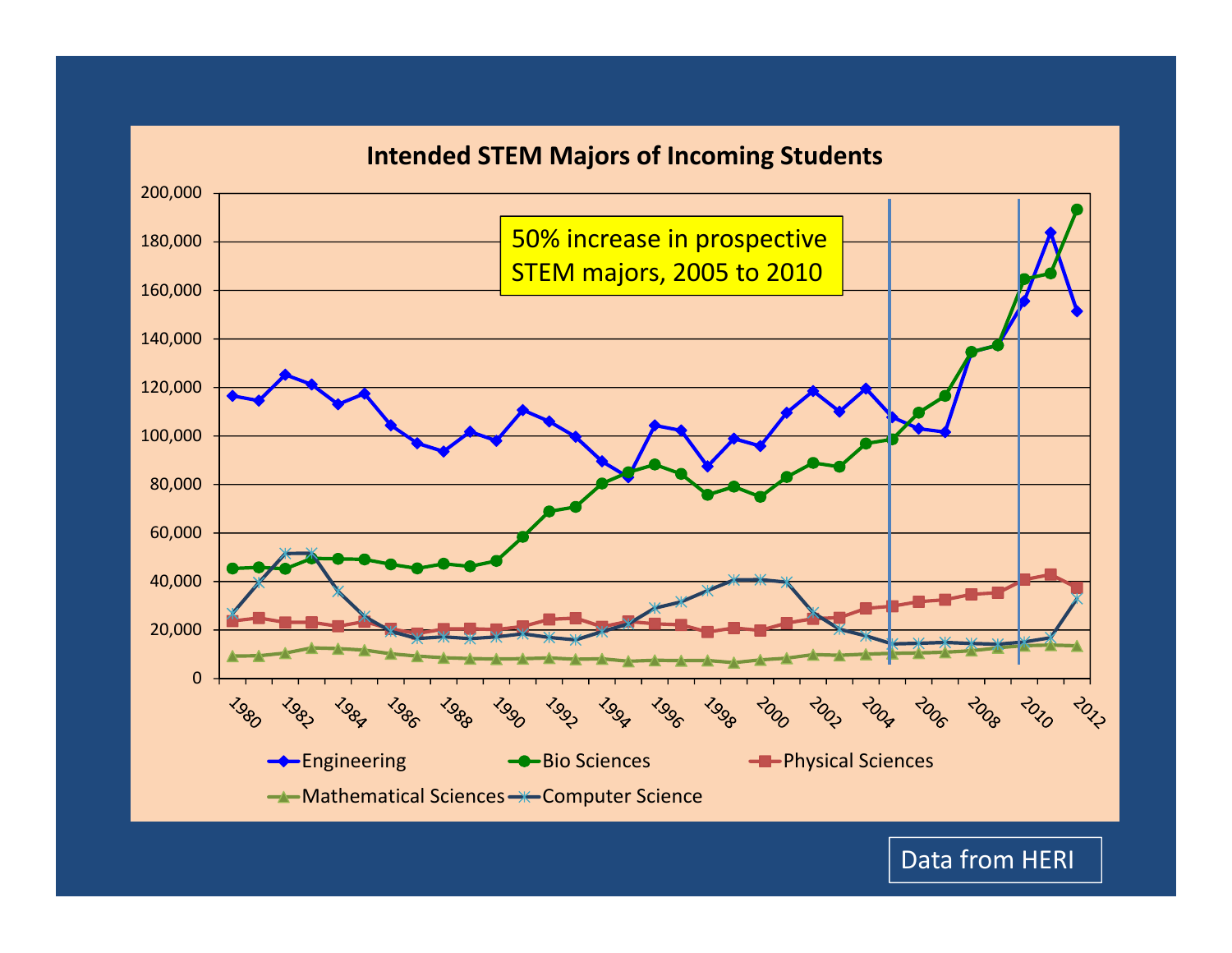# Intended STEM Majors of Incoming Students

50% increase in prospective STEM majors, 2005 to 2010

Legend: Engineering, Bio Sciences, Physical Sciences, Mathematical Sciences, Computer Science

Data from HERI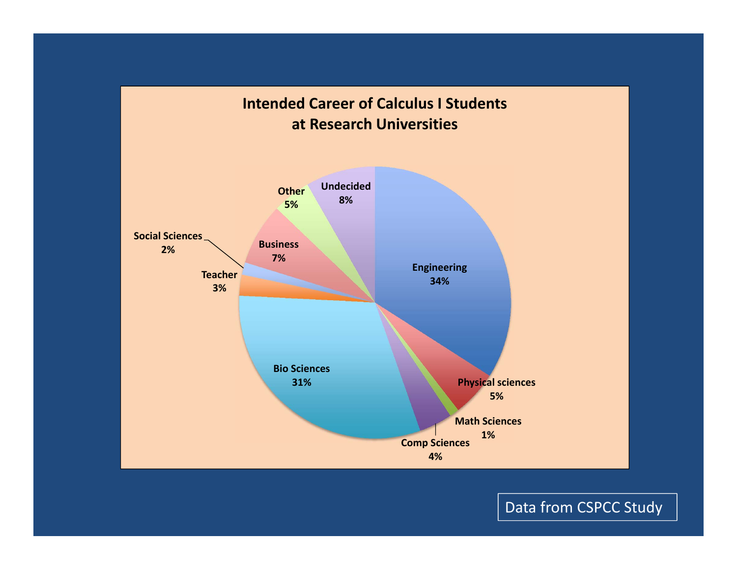## Intended Career of Calculus I Students at Research Universities

Engineering
34%

Physical sciences
5%

Math Sciences
1%

Comp Sciences
4%

Bio Sciences
31%

Teacher
3%

Social Sciences
2%

Business
7%

Other
5%

Undecided
8%

Data from CSPCC Study